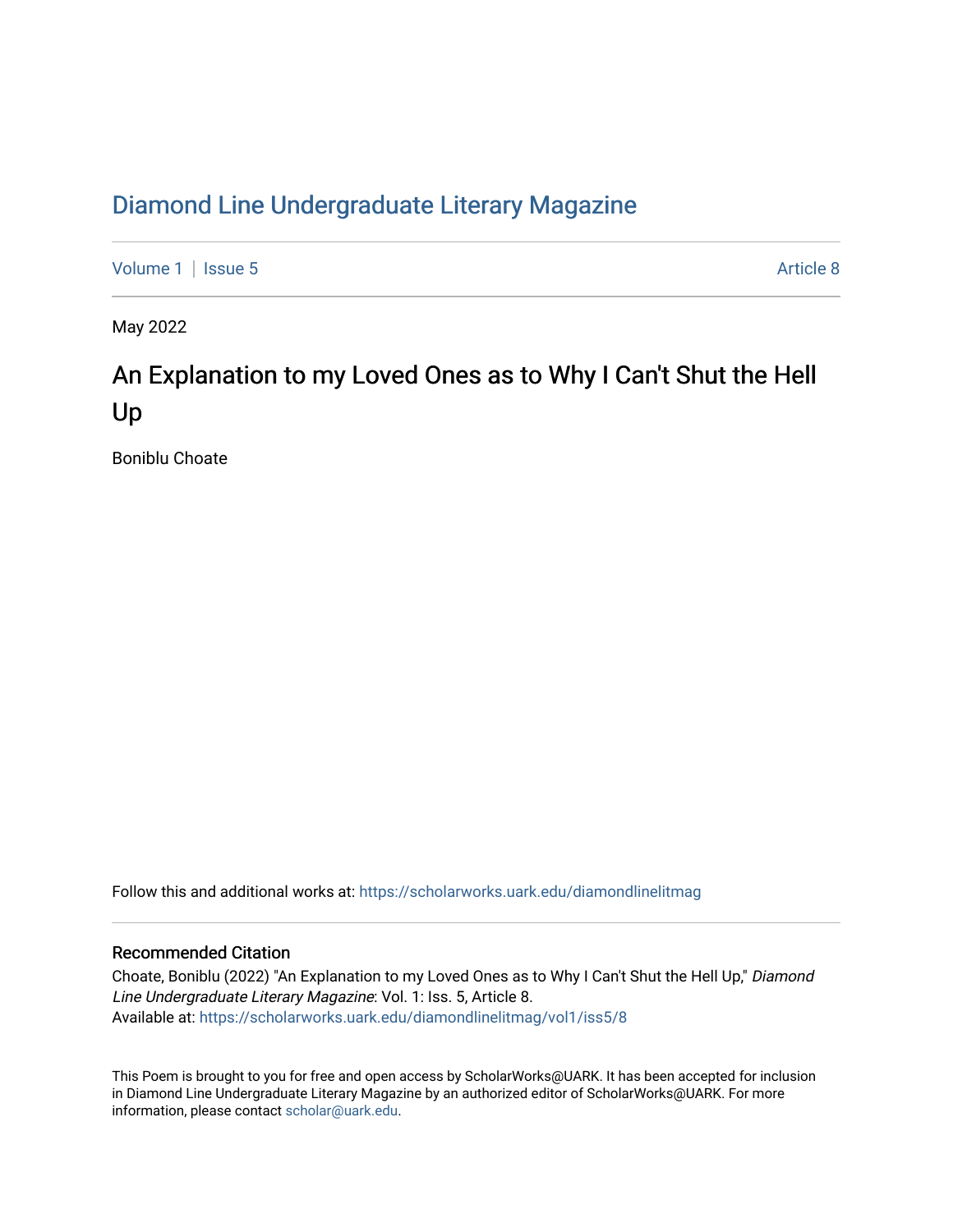# Diamond Line Undergraduate Literary Magazine

Volume 1 | Issue 5 Article 8

May 2022

## An Explanation to my Loved Ones as to Why I Can't Shut the Hell Up

Boniblu Choate

Follow this and additional works at: https://scholarworks.uark.edu/diamondlinelitmag

### Recommended Citation

Choate, Boniblu (2022) "An Explanation to my Loved Ones as to Why I Can't Shut the Hell Up," *Diamond Line Undergraduate Literary Magazine*: Vol. 1: Iss. 5, Article 8.
Available at: https://scholarworks.uark.edu/diamondlinelitmag/vol1/iss5/8

This Poem is brought to you for free and open access by ScholarWorks@UARK. It has been accepted for inclusion in Diamond Line Undergraduate Literary Magazine by an authorized editor of ScholarWorks@UARK. For more information, please contact scholar@uark.edu.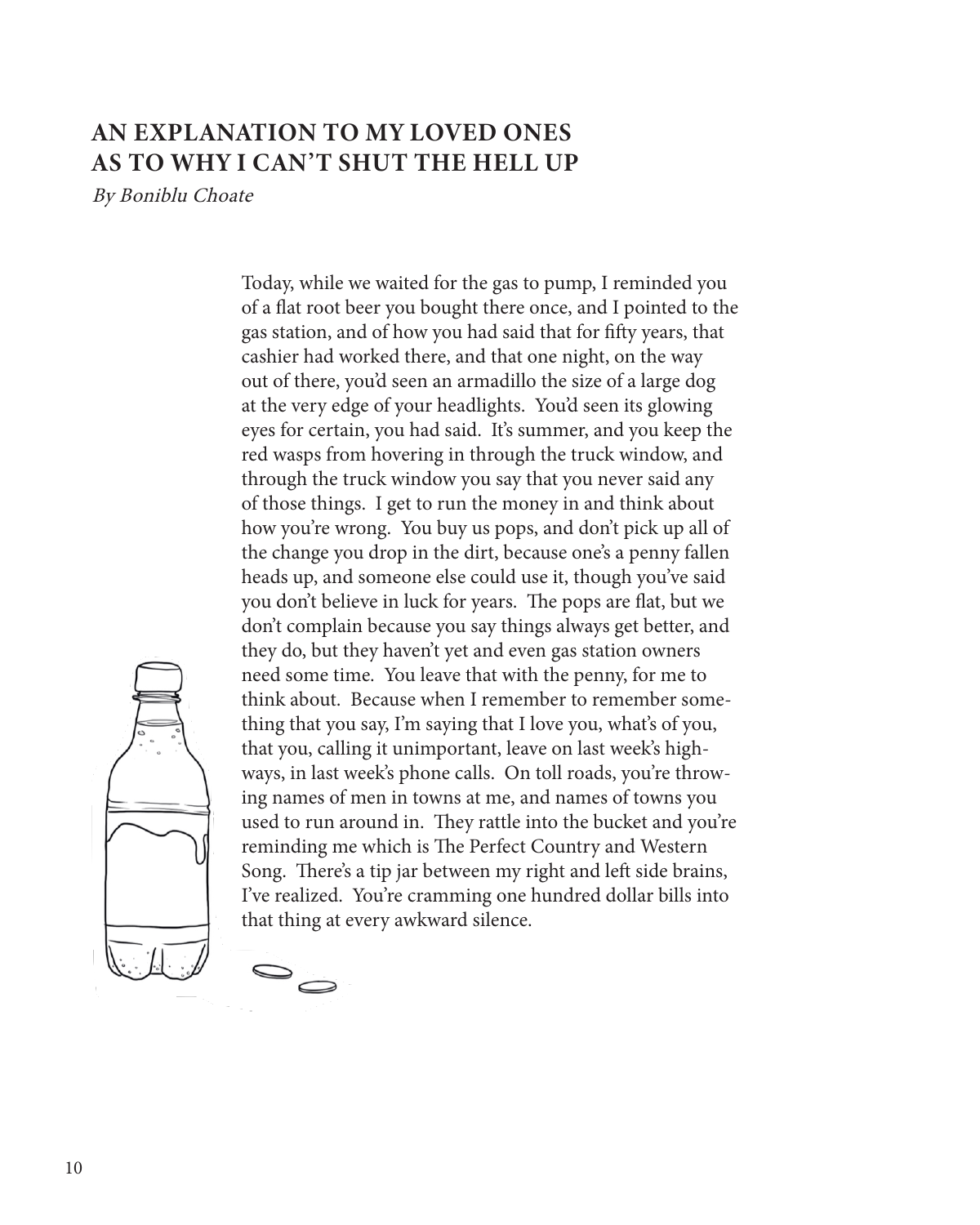# AN EXPLANATION TO MY LOVED ONES AS TO WHY I CAN'T SHUT THE HELL UP

*By Boniblu Choate*

Today, while we waited for the gas to pump, I reminded you of a flat root beer you bought there once, and I pointed to the gas station, and of how you had said that for fifty years, that cashier had worked there, and that one night, on the way out of there, you'd seen an armadillo the size of a large dog at the very edge of your headlights. You'd seen its glowing eyes for certain, you had said. It's summer, and you keep the red wasps from hovering in through the truck window, and through the truck window you say that you never said any of those things. I get to run the money in and think about how you're wrong. You buy us pops, and don't pick up all of the change you drop in the dirt, because one's a penny fallen heads up, and someone else could use it, though you've said you don't believe in luck for years. The pops are flat, but we don't complain because you say things always get better, and they do, but they haven't yet and even gas station owners need some time. You leave that with the penny, for me to think about. Because when I remember to remember something that you say, I'm saying that I love you, what's of you, that you, calling it unimportant, leave on last week's highways, in last week's phone calls. On toll roads, you're throwing names of men in towns at me, and names of towns you used to run around in. They rattle into the bucket and you're reminding me which is The Perfect Country and Western Song. There's a tip jar between my right and left side brains, I've realized. You're cramming one hundred dollar bills into that thing at every awkward silence.